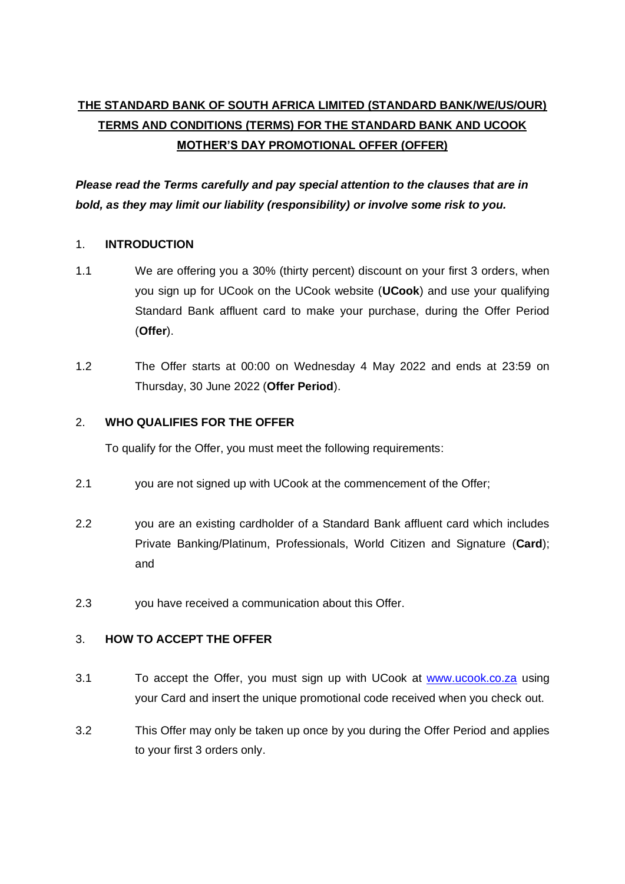# THE STANDARD BANK OF SOUTH AFRICA LIMITED (STANDARD BANK/WE/US/OUR) TERMS AND CONDITIONS (TERMS) FOR THE STANDARD BANK AND UCOOK MOTHER'S DAY PROMOTIONAL OFFER (OFFER)

***Please read the Terms carefully and pay special attention to the clauses that are in bold, as they may limit our liability (responsibility) or involve some risk to you.***

## 1. INTRODUCTION

1.1 We are offering you a 30% (thirty percent) discount on your first 3 orders, when you sign up for UCook on the UCook website (**UCook**) and use your qualifying Standard Bank affluent card to make your purchase, during the Offer Period (**Offer**).

1.2 The Offer starts at 00:00 on Wednesday 4 May 2022 and ends at 23:59 on Thursday, 30 June 2022 (**Offer Period**).

## 2. WHO QUALIFIES FOR THE OFFER

To qualify for the Offer, you must meet the following requirements:

2.1 you are not signed up with UCook at the commencement of the Offer;

2.2 you are an existing cardholder of a Standard Bank affluent card which includes Private Banking/Platinum, Professionals, World Citizen and Signature (**Card**); and

2.3 you have received a communication about this Offer.

## 3. HOW TO ACCEPT THE OFFER

3.1 To accept the Offer, you must sign up with UCook at [www.ucook.co.za](http://www.ucook.co.za) using your Card and insert the unique promotional code received when you check out.

3.2 This Offer may only be taken up once by you during the Offer Period and applies to your first 3 orders only.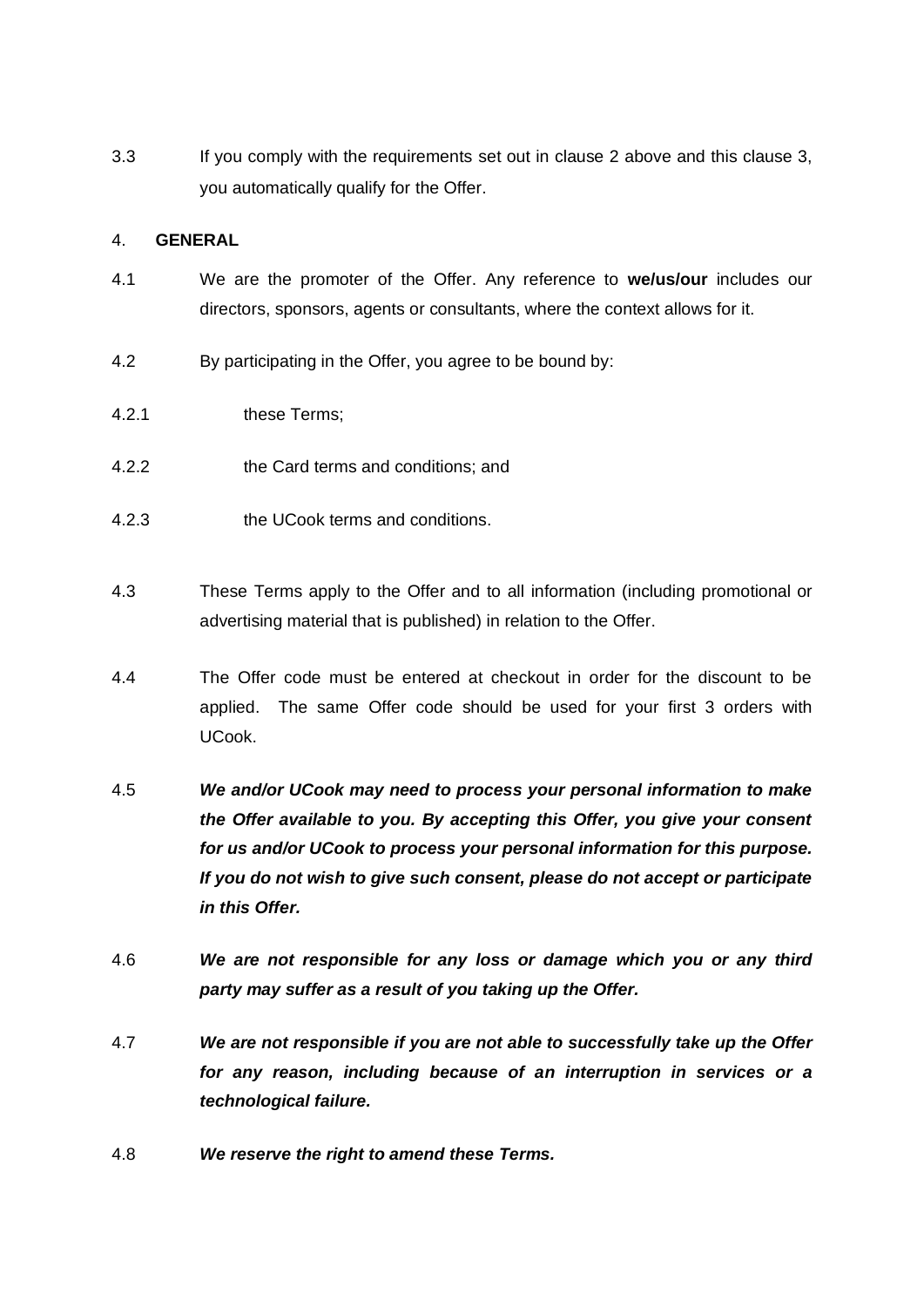3.3 If you comply with the requirements set out in clause 2 above and this clause 3, you automatically qualify for the Offer.

## 4. GENERAL

4.1 We are the promoter of the Offer. Any reference to **we/us/our** includes our directors, sponsors, agents or consultants, where the context allows for it.

4.2 By participating in the Offer, you agree to be bound by:

4.2.1 these Terms;

4.2.2 the Card terms and conditions; and

4.2.3 the UCook terms and conditions.

4.3 These Terms apply to the Offer and to all information (including promotional or advertising material that is published) in relation to the Offer.

4.4 The Offer code must be entered at checkout in order for the discount to be applied. The same Offer code should be used for your first 3 orders with UCook.

4.5 ***We and/or UCook may need to process your personal information to make the Offer available to you. By accepting this Offer, you give your consent for us and/or UCook to process your personal information for this purpose. If you do not wish to give such consent, please do not accept or participate in this Offer.***

4.6 ***We are not responsible for any loss or damage which you or any third party may suffer as a result of you taking up the Offer.***

4.7 ***We are not responsible if you are not able to successfully take up the Offer for any reason, including because of an interruption in services or a technological failure.***

4.8 ***We reserve the right to amend these Terms.***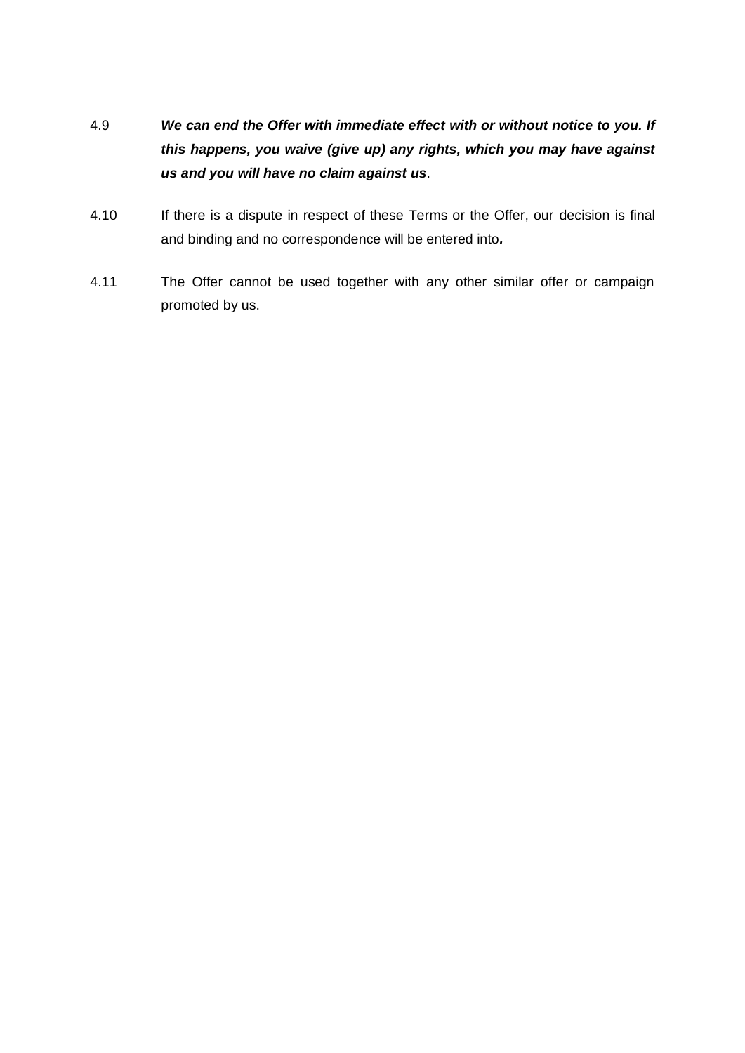4.9 ***We can end the Offer with immediate effect with or without notice to you. If this happens, you waive (give up) any rights, which you may have against us and you will have no claim against us***.

4.10 If there is a dispute in respect of these Terms or the Offer, our decision is final and binding and no correspondence will be entered into***.***

4.11 The Offer cannot be used together with any other similar offer or campaign promoted by us.